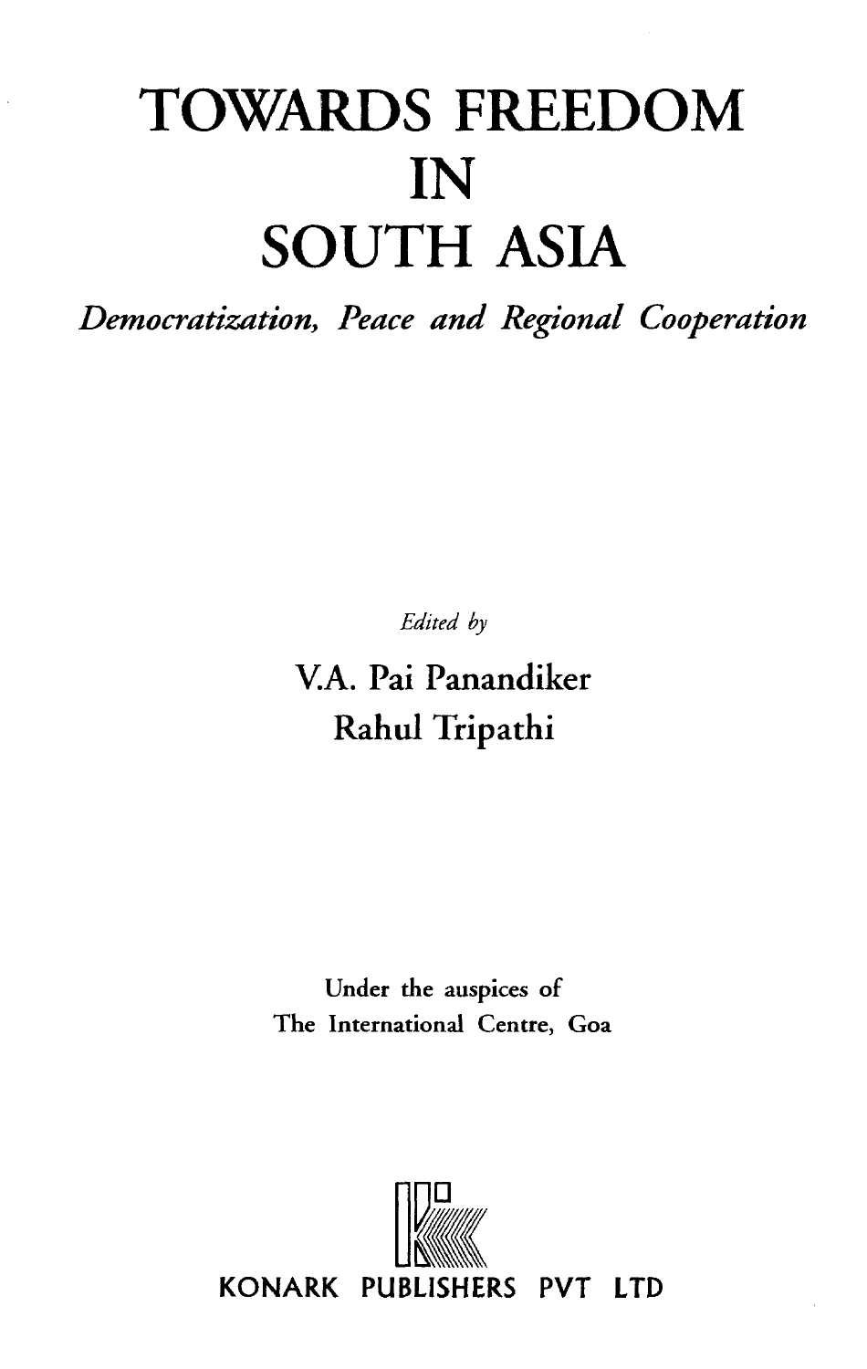# TOWARDS FREEDOM IN SOUTH ASIA

*Democratization, Peace and Regional Cooperation*

*Edited by*

V.A. Pai Panandiker

Rahul Tripathi

Under the auspices of

The International Centre, Goa

KONARK PUBLISHERS PVT LTD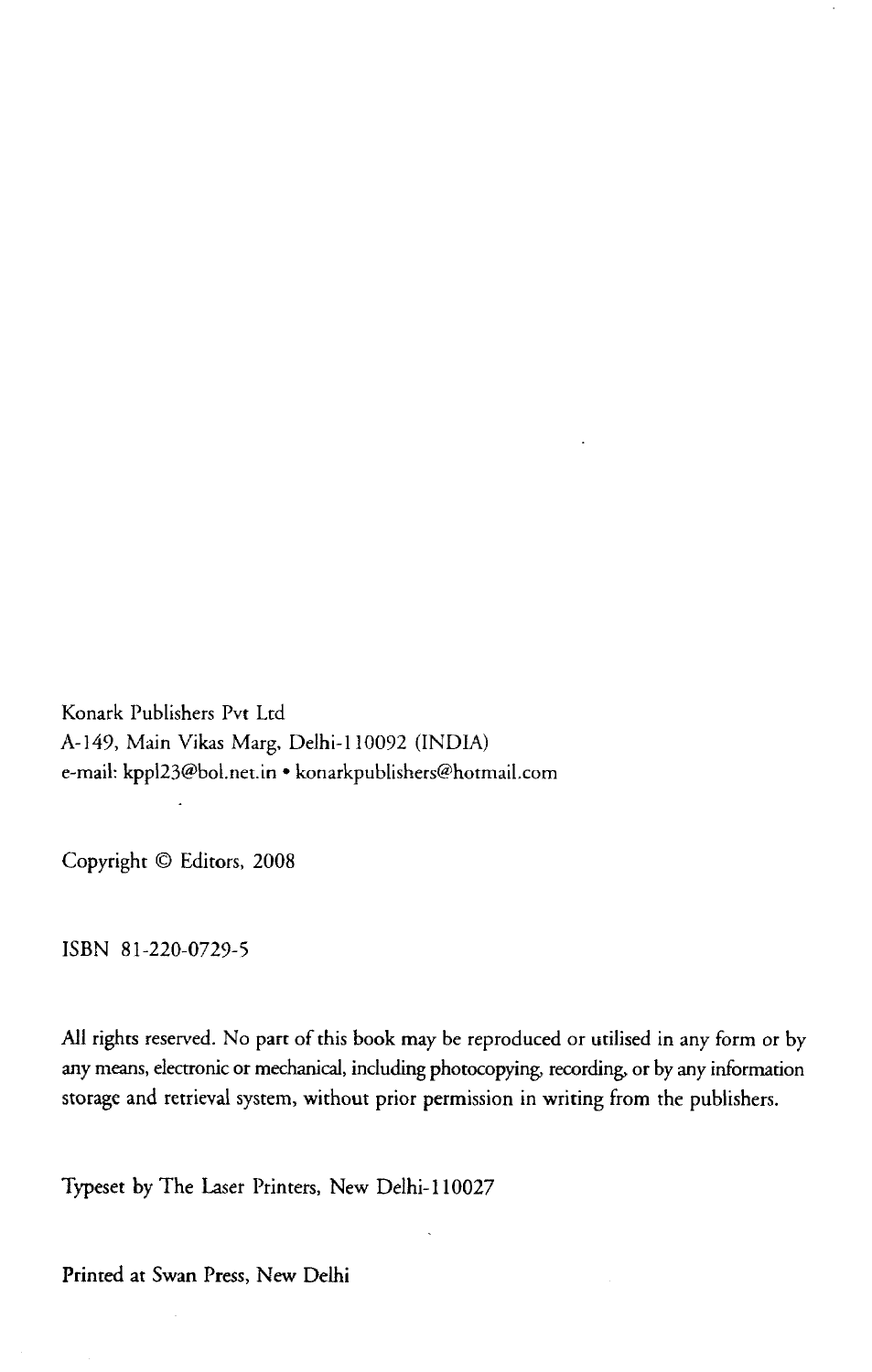Konark Publishers Pvt Ltd
A-149, Main Vikas Marg, Delhi-110092 (INDIA)
e-mail: kppl23@bol.net.in • konarkpublishers@hotmail.com

Copyright © Editors, 2008

ISBN 81-220-0729-5

All rights reserved. No part of this book may be reproduced or utilised in any form or by any means, electronic or mechanical, including photocopying, recording, or by any information storage and retrieval system, without prior permission in writing from the publishers.

Typeset by The Laser Printers, New Delhi-110027

Printed at Swan Press, New Delhi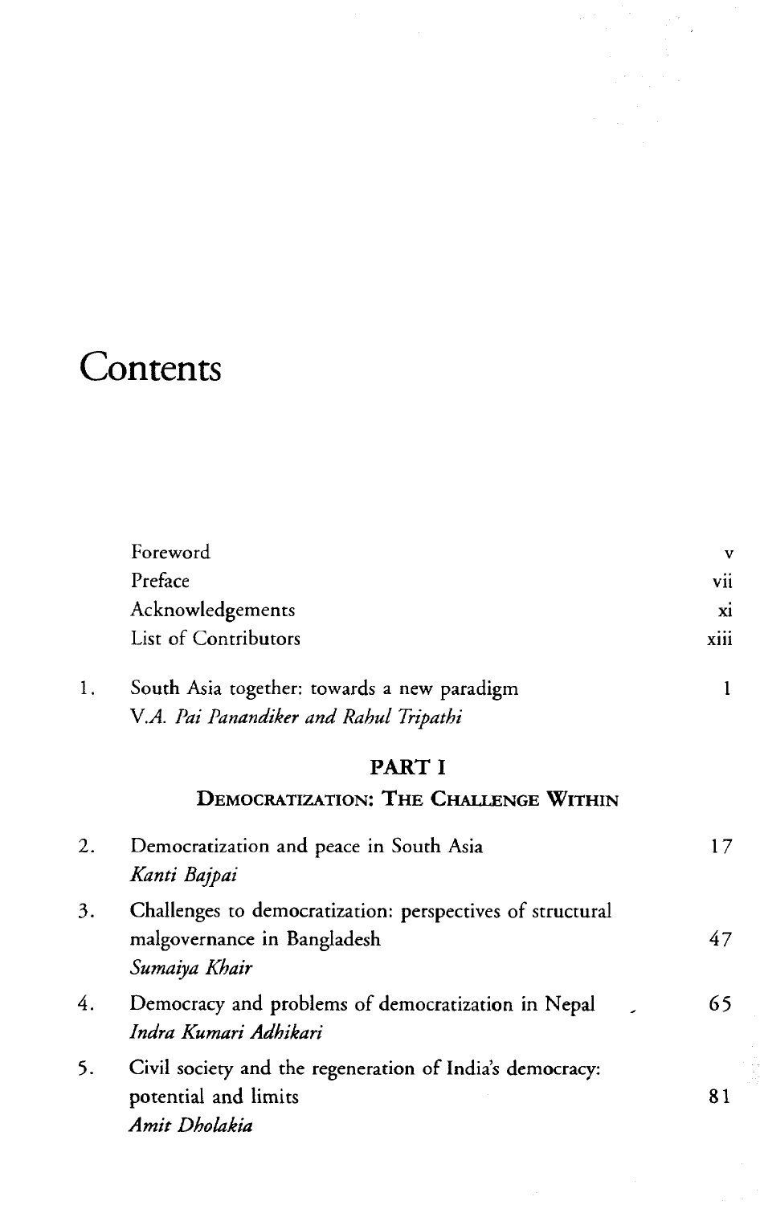# Contents

| | | |
|---|---|---|
| | Foreword | v |
| | Preface | vii |
| | Acknowledgements | xi |
| | List of Contributors | xiii |
| 1. | South Asia together: towards a new paradigm<br>*V.A. Pai Panandiker and Rahul Tripathi* | 1 |

## PART I

### Democratization: The Challenge Within

| | | |
|---|---|---|
| 2. | Democratization and peace in South Asia<br>*Kanti Bajpai* | 17 |
| 3. | Challenges to democratization: perspectives of structural malgovernance in Bangladesh<br>*Sumaiya Khair* | 47 |
| 4. | Democracy and problems of democratization in Nepal<br>*Indra Kumari Adhikari* | 65 |
| 5. | Civil society and the regeneration of India's democracy: potential and limits<br>*Amit Dholakia* | 81 |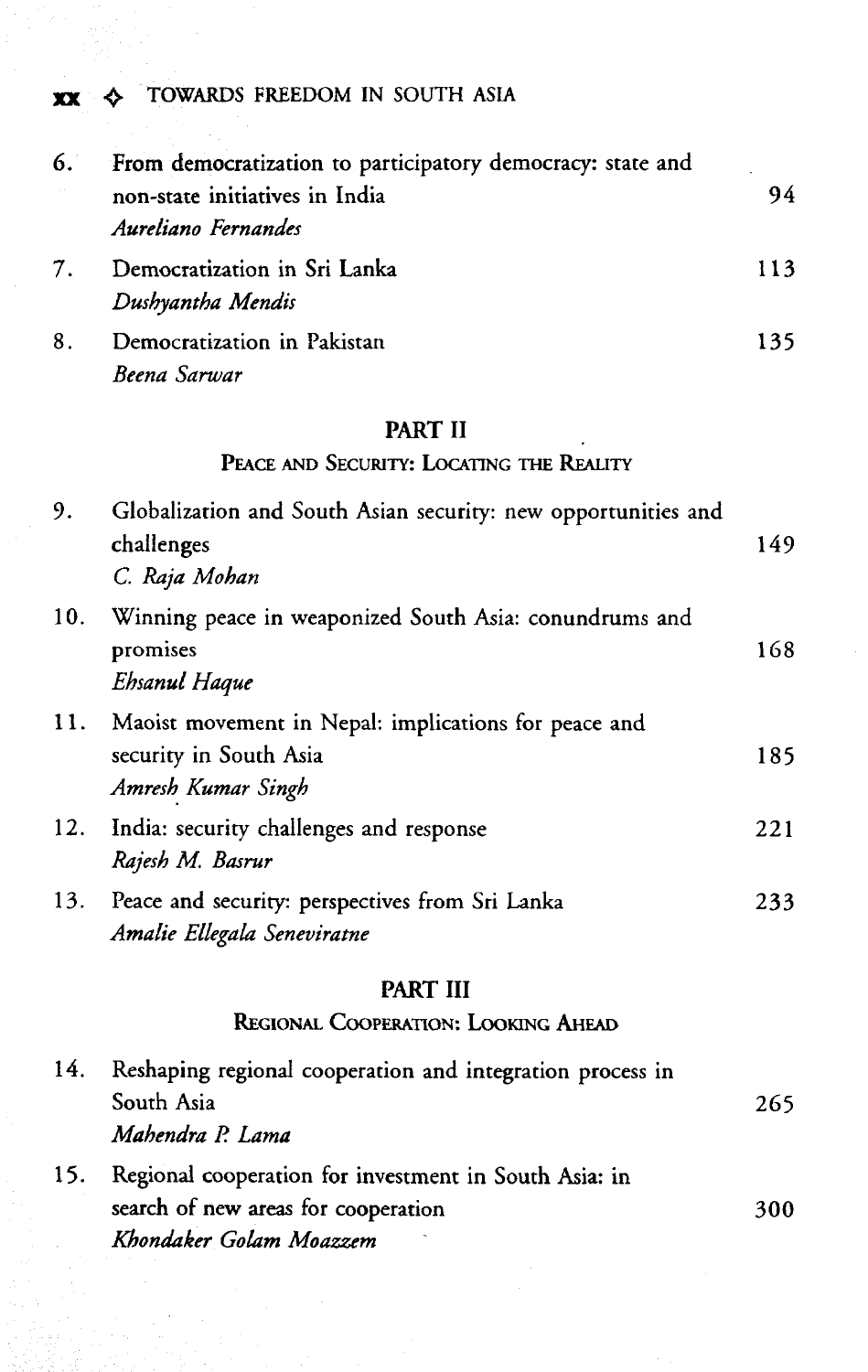6. From democratization to participatory democracy: state and non-state initiatives in India — 94
   *Aureliano Fernandes*
7. Democratization in Sri Lanka — 113
   *Dushyantha Mendis*
8. Democratization in Pakistan — 135
   *Beena Sarwar*

## PART II

### Peace and Security: Locating the Reality

9. Globalization and South Asian security: new opportunities and challenges — 149
   *C. Raja Mohan*
10. Winning peace in weaponized South Asia: conundrums and promises — 168
    *Ehsanul Haque*
11. Maoist movement in Nepal: implications for peace and security in South Asia — 185
    *Amresh Kumar Singh*
12. India: security challenges and response — 221
    *Rajesh M. Basrur*
13. Peace and security: perspectives from Sri Lanka — 233
    *Amalie Ellegala Seneviratne*

## PART III

### Regional Cooperation: Looking Ahead

14. Reshaping regional cooperation and integration process in South Asia — 265
    *Mahendra P. Lama*
15. Regional cooperation for investment in South Asia: in search of new areas for cooperation — 300
    *Khondaker Golam Moazzem*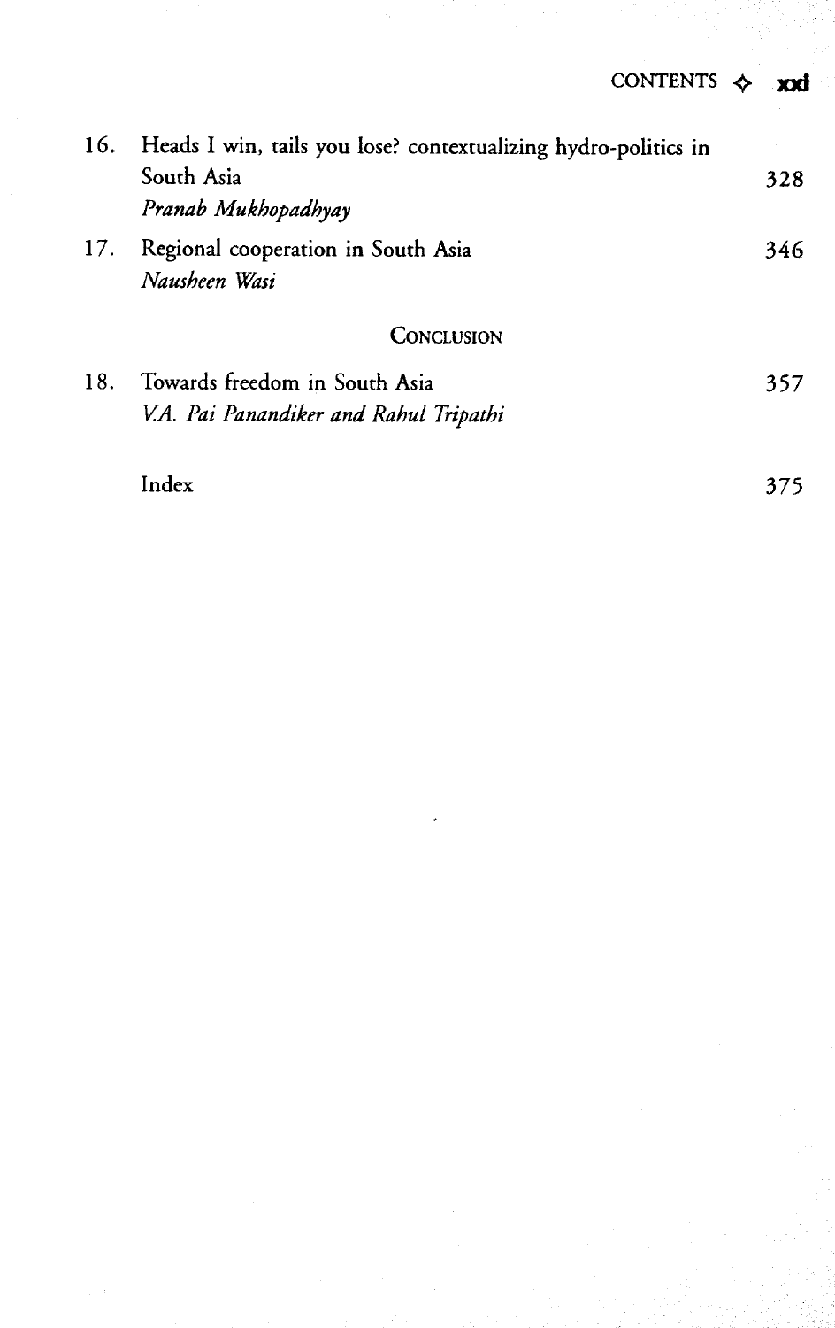16. Heads I win, tails you lose? contextualizing hydro-politics in South Asia — 328
    *Pranab Mukhopadhyay*

17. Regional cooperation in South Asia — 346
    *Nausheen Wasi*

## Conclusion

18. Towards freedom in South Asia — 357
    *V.A. Pai Panandiker and Rahul Tripathi*

Index — 375